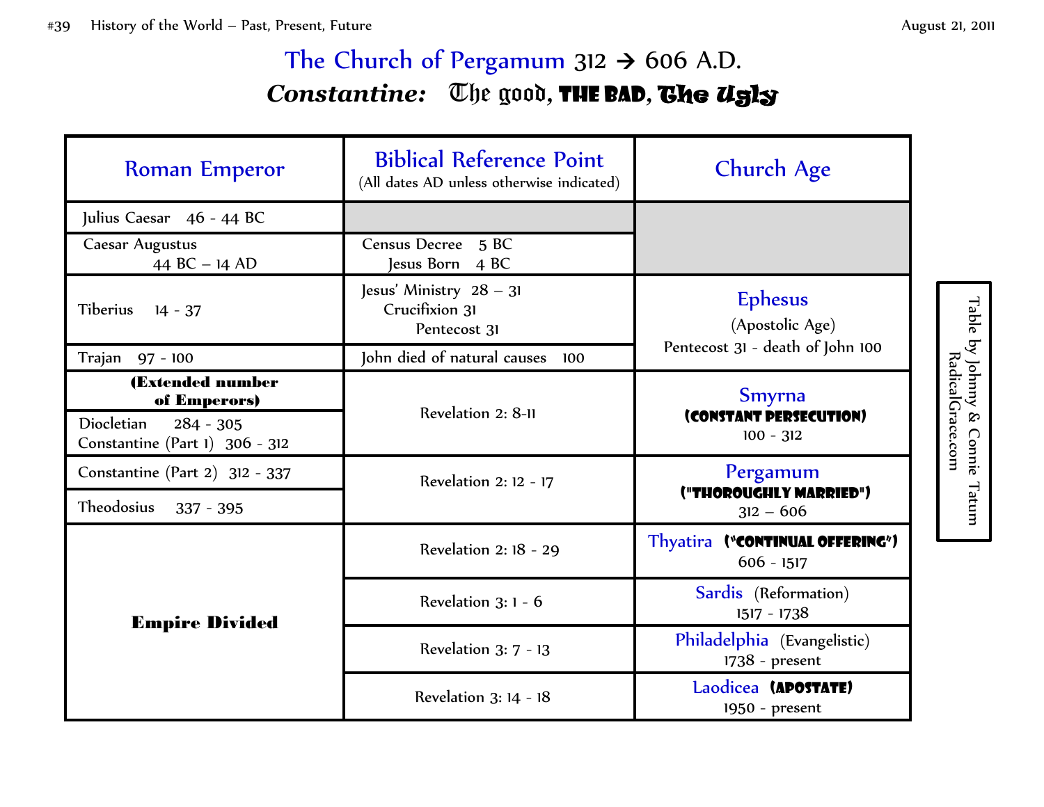# The Church of Pergamum 312 → 606 A.D.

## *Constantine:* The good, **THE BAD**, **The Ugly**

| Roman Emperor | Biblical Reference Point (All dates AD unless otherwise indicated) | Church Age |
|---|---|---|
| Julius Caesar 46 - 44 BC | | |
| Caesar Augustus 44 BC – 14 AD | Census Decree 5 BC<br>Jesus Born 4 BC | |
| Tiberius 14 - 37 | Jesus' Ministry 28 – 31<br>Crucifixion 31<br>Pentecost 31 | Ephesus<br>(Apostolic Age)<br>Pentecost 31 - death of John 100 |
| Trajan 97 - 100 | John died of natural causes 100 | |
| **(Extended number of Emperors)**<br>Diocletian 284 - 305<br>Constantine (Part 1) 306 - 312 | Revelation 2: 8-11 | Smyrna<br>**(CONSTANT PERSECUTION)**<br>100 - 312 |
| Constantine (Part 2) 312 - 337<br>Theodosius 337 - 395 | Revelation 2: 12 - 17 | Pergamum<br>**("THOROUGHLY MARRIED")**<br>312 – 606 |
| **Empire Divided** | Revelation 2: 18 - 29 | Thyatira **("CONTINUAL OFFERING")**<br>606 - 1517 |
| | Revelation 3: 1 - 6 | Sardis (Reformation)<br>1517 - 1738 |
| | Revelation 3: 7 - 13 | Philadelphia (Evangelistic)<br>1738 - present |
| | Revelation 3: 14 - 18 | Laodicea **(APOSTATE)**<br>1950 - present |

Table by Johnny & Connie Tatum
RadicalGrace.com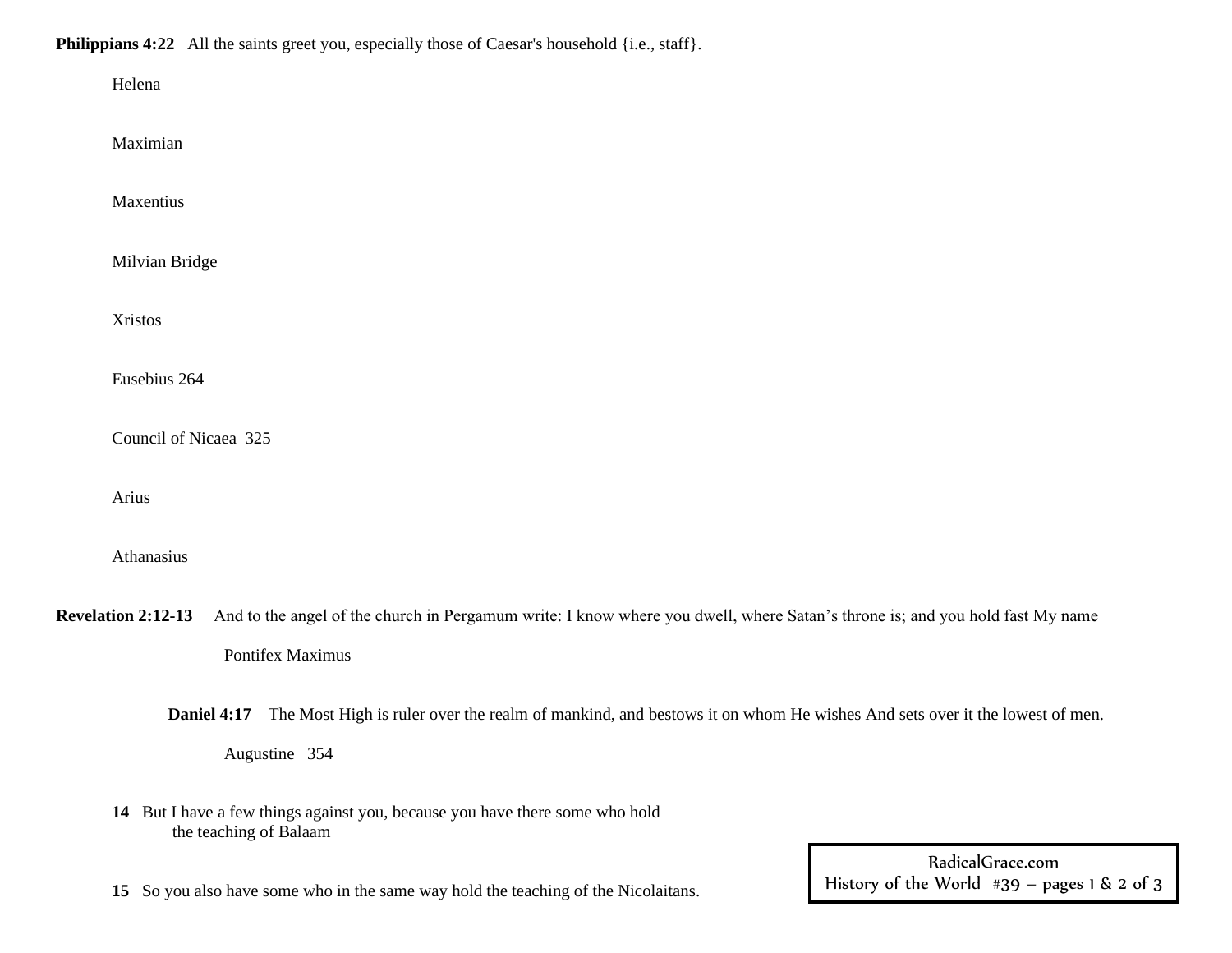**Philippians 4:22** All the saints greet you, especially those of Caesar's household {i.e., staff}.

Helena

Maximian

Maxentius

Milvian Bridge

Xristos

Eusebius 264

Council of Nicaea 325

Arius

Athanasius

**Revelation 2:12-13** And to the angel of the church in Pergamum write: I know where you dwell, where Satan's throne is; and you hold fast My name

Pontifex Maximus

**Daniel 4:17** The Most High is ruler over the realm of mankind, and bestows it on whom He wishes And sets over it the lowest of men.

Augustine 354

**14** But I have a few things against you, because you have there some who hold the teaching of Balaam

**15** So you also have some who in the same way hold the teaching of the Nicolaitans.

RadicalGrace.com
History of the World #39 – pages 1 & 2 of 3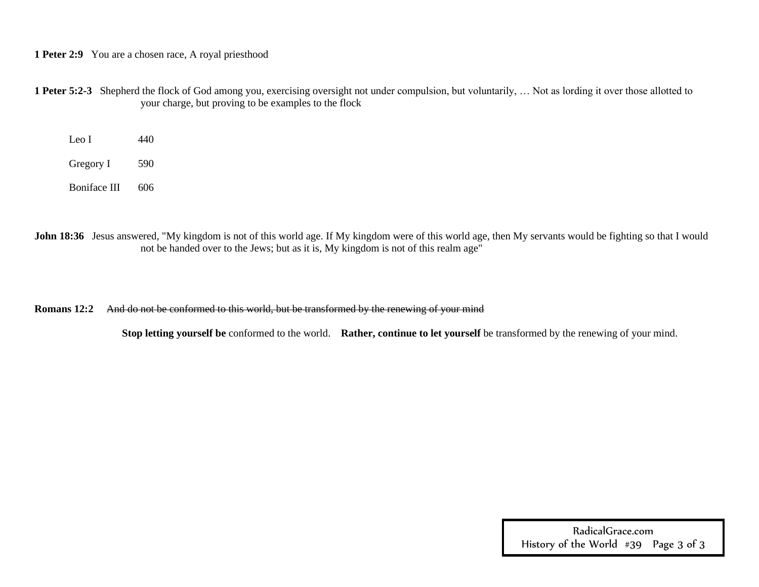**1 Peter 2:9** You are a chosen race, A royal priesthood

**1 Peter 5:2-3** Shepherd the flock of God among you, exercising oversight not under compulsion, but voluntarily, … Not as lording it over those allotted to your charge, but proving to be examples to the flock

| | |
|---|---|
| Leo I | 440 |
| Gregory I | 590 |
| Boniface III | 606 |

**John 18:36** Jesus answered, "My kingdom is not of this world age. If My kingdom were of this world age, then My servants would be fighting so that I would not be handed over to the Jews; but as it is, My kingdom is not of this realm age"

**Romans 12:2** ~~And do not be conformed to this world, but be transformed by the renewing of your mind~~

**Stop letting yourself be** conformed to the world. **Rather, continue to let yourself** be transformed by the renewing of your mind.